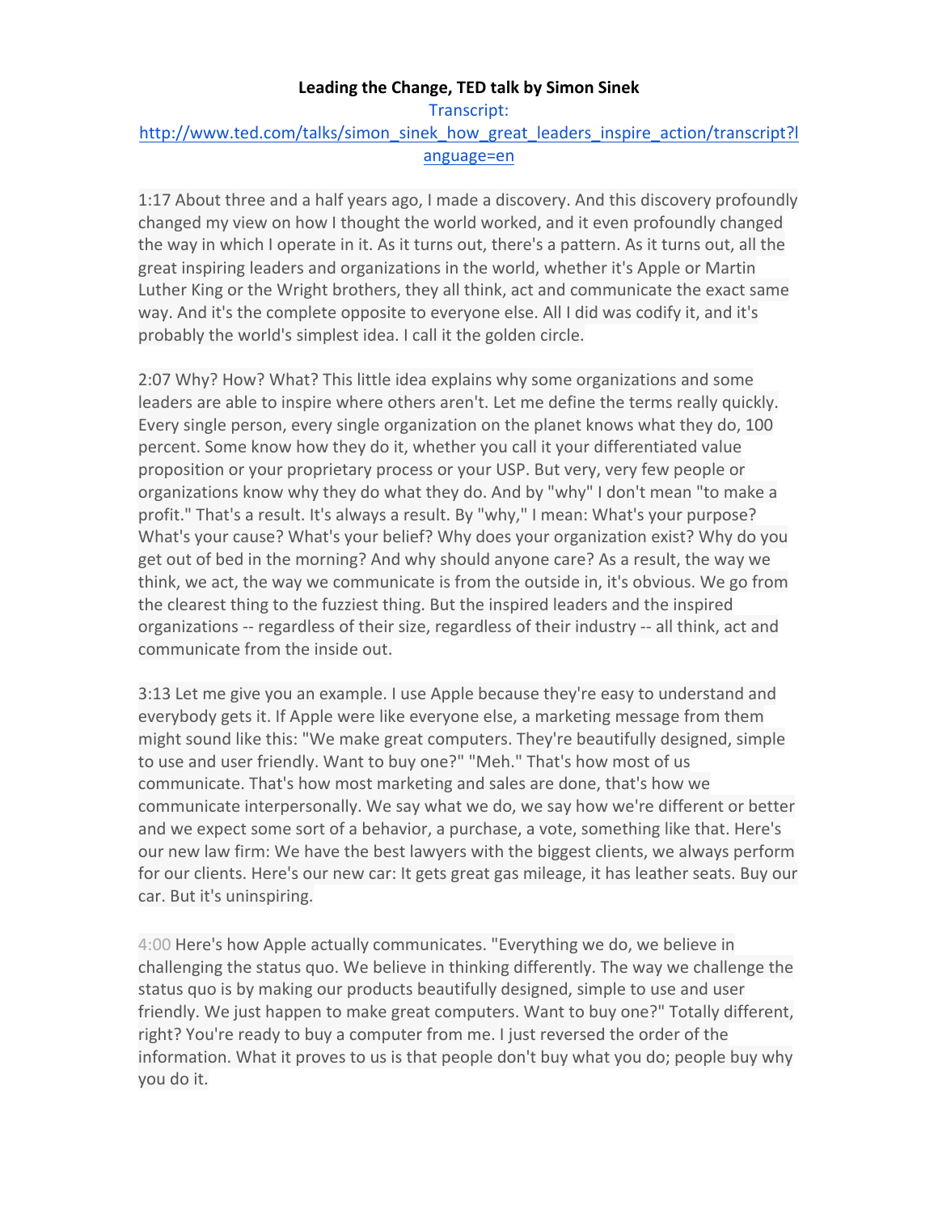**Leading the Change, TED talk by Simon Sinek**

Transcript: [http://www.ted.com/talks/simon_sinek_how_great_leaders_inspire_action/transcript?language=en](http://www.ted.com/talks/simon_sinek_how_great_leaders_inspire_action/transcript?language=en)

1:17 About three and a half years ago, I made a discovery. And this discovery profoundly changed my view on how I thought the world worked, and it even profoundly changed the way in which I operate in it. As it turns out, there's a pattern. As it turns out, all the great inspiring leaders and organizations in the world, whether it's Apple or Martin Luther King or the Wright brothers, they all think, act and communicate the exact same way. And it's the complete opposite to everyone else. All I did was codify it, and it's probably the world's simplest idea. I call it the golden circle.

2:07 Why? How? What? This little idea explains why some organizations and some leaders are able to inspire where others aren't. Let me define the terms really quickly. Every single person, every single organization on the planet knows what they do, 100 percent. Some know how they do it, whether you call it your differentiated value proposition or your proprietary process or your USP. But very, very few people or organizations know why they do what they do. And by "why" I don't mean "to make a profit." That's a result. It's always a result. By "why," I mean: What's your purpose? What's your cause? What's your belief? Why does your organization exist? Why do you get out of bed in the morning? And why should anyone care? As a result, the way we think, we act, the way we communicate is from the outside in, it's obvious. We go from the clearest thing to the fuzziest thing. But the inspired leaders and the inspired organizations -- regardless of their size, regardless of their industry -- all think, act and communicate from the inside out.

3:13 Let me give you an example. I use Apple because they're easy to understand and everybody gets it. If Apple were like everyone else, a marketing message from them might sound like this: "We make great computers. They're beautifully designed, simple to use and user friendly. Want to buy one?" "Meh." That's how most of us communicate. That's how most marketing and sales are done, that's how we communicate interpersonally. We say what we do, we say how we're different or better and we expect some sort of a behavior, a purchase, a vote, something like that. Here's our new law firm: We have the best lawyers with the biggest clients, we always perform for our clients. Here's our new car: It gets great gas mileage, it has leather seats. Buy our car. But it's uninspiring.

4:00 Here's how Apple actually communicates. "Everything we do, we believe in challenging the status quo. We believe in thinking differently. The way we challenge the status quo is by making our products beautifully designed, simple to use and user friendly. We just happen to make great computers. Want to buy one?" Totally different, right? You're ready to buy a computer from me. I just reversed the order of the information. What it proves to us is that people don't buy what you do; people buy why you do it.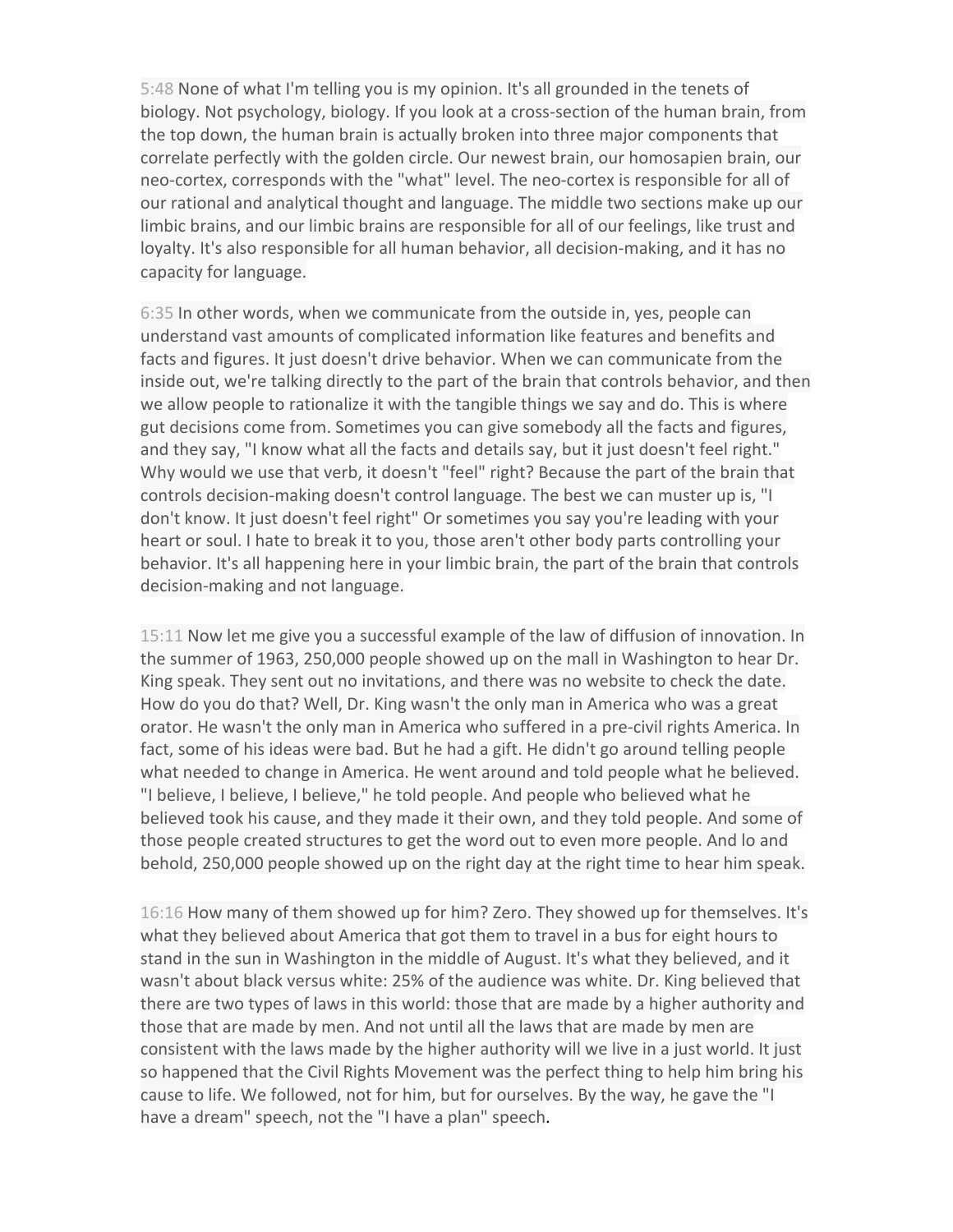5:48 None of what I'm telling you is my opinion. It's all grounded in the tenets of biology. Not psychology, biology. If you look at a cross-section of the human brain, from the top down, the human brain is actually broken into three major components that correlate perfectly with the golden circle. Our newest brain, our homosapien brain, our neo-cortex, corresponds with the "what" level. The neo-cortex is responsible for all of our rational and analytical thought and language. The middle two sections make up our limbic brains, and our limbic brains are responsible for all of our feelings, like trust and loyalty. It's also responsible for all human behavior, all decision-making, and it has no capacity for language.

6:35 In other words, when we communicate from the outside in, yes, people can understand vast amounts of complicated information like features and benefits and facts and figures. It just doesn't drive behavior. When we can communicate from the inside out, we're talking directly to the part of the brain that controls behavior, and then we allow people to rationalize it with the tangible things we say and do. This is where gut decisions come from. Sometimes you can give somebody all the facts and figures, and they say, "I know what all the facts and details say, but it just doesn't feel right." Why would we use that verb, it doesn't "feel" right? Because the part of the brain that controls decision-making doesn't control language. The best we can muster up is, "I don't know. It just doesn't feel right" Or sometimes you say you're leading with your heart or soul. I hate to break it to you, those aren't other body parts controlling your behavior. It's all happening here in your limbic brain, the part of the brain that controls decision-making and not language.

15:11 Now let me give you a successful example of the law of diffusion of innovation. In the summer of 1963, 250,000 people showed up on the mall in Washington to hear Dr. King speak. They sent out no invitations, and there was no website to check the date. How do you do that? Well, Dr. King wasn't the only man in America who was a great orator. He wasn't the only man in America who suffered in a pre-civil rights America. In fact, some of his ideas were bad. But he had a gift. He didn't go around telling people what needed to change in America. He went around and told people what he believed. "I believe, I believe, I believe," he told people. And people who believed what he believed took his cause, and they made it their own, and they told people. And some of those people created structures to get the word out to even more people. And lo and behold, 250,000 people showed up on the right day at the right time to hear him speak.

16:16 How many of them showed up for him? Zero. They showed up for themselves. It's what they believed about America that got them to travel in a bus for eight hours to stand in the sun in Washington in the middle of August. It's what they believed, and it wasn't about black versus white: 25% of the audience was white. Dr. King believed that there are two types of laws in this world: those that are made by a higher authority and those that are made by men. And not until all the laws that are made by men are consistent with the laws made by the higher authority will we live in a just world. It just so happened that the Civil Rights Movement was the perfect thing to help him bring his cause to life. We followed, not for him, but for ourselves. By the way, he gave the "I have a dream" speech, not the "I have a plan" speech.